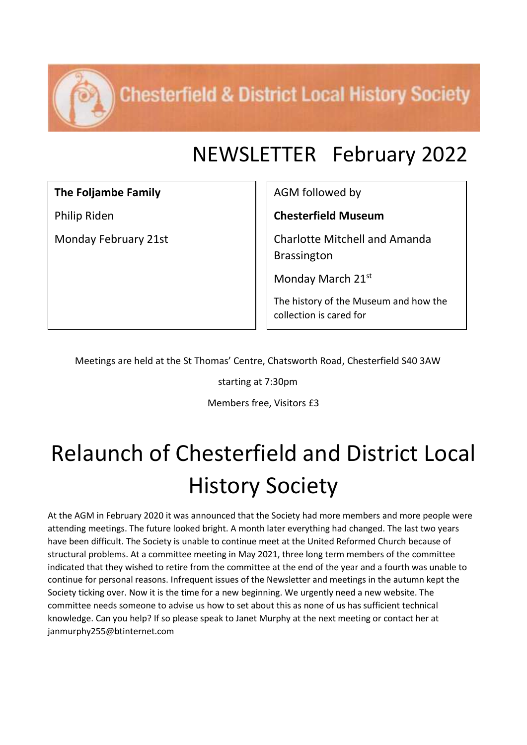# Chesterfield & District Local History Society

# NEWSLETTER February 2022

**The Foljambe Family**

Philip Riden

Monday February 21st

AGM followed by

**Chesterfield Museum**

Charlotte Mitchell and Amanda Brassington

Monday March 21st

The history of the Museum and how the collection is cared for

Meetings are held at the St Thomas' Centre, Chatsworth Road, Chesterfield S40 3AW

starting at 7:30pm

Members free, Visitors £3

# Relaunch of Chesterfield and District Local History Society

At the AGM in February 2020 it was announced that the Society had more members and more people were attending meetings. The future looked bright. A month later everything had changed. The last two years have been difficult. The Society is unable to continue meet at the United Reformed Church because of structural problems. At a committee meeting in May 2021, three long term members of the committee indicated that they wished to retire from the committee at the end of the year and a fourth was unable to continue for personal reasons. Infrequent issues of the Newsletter and meetings in the autumn kept the Society ticking over. Now it is the time for a new beginning. We urgently need a new website. The committee needs someone to advise us how to set about this as none of us has sufficient technical knowledge. Can you help? If so please speak to Janet Murphy at the next meeting or contact her at janmurphy255@btinternet.com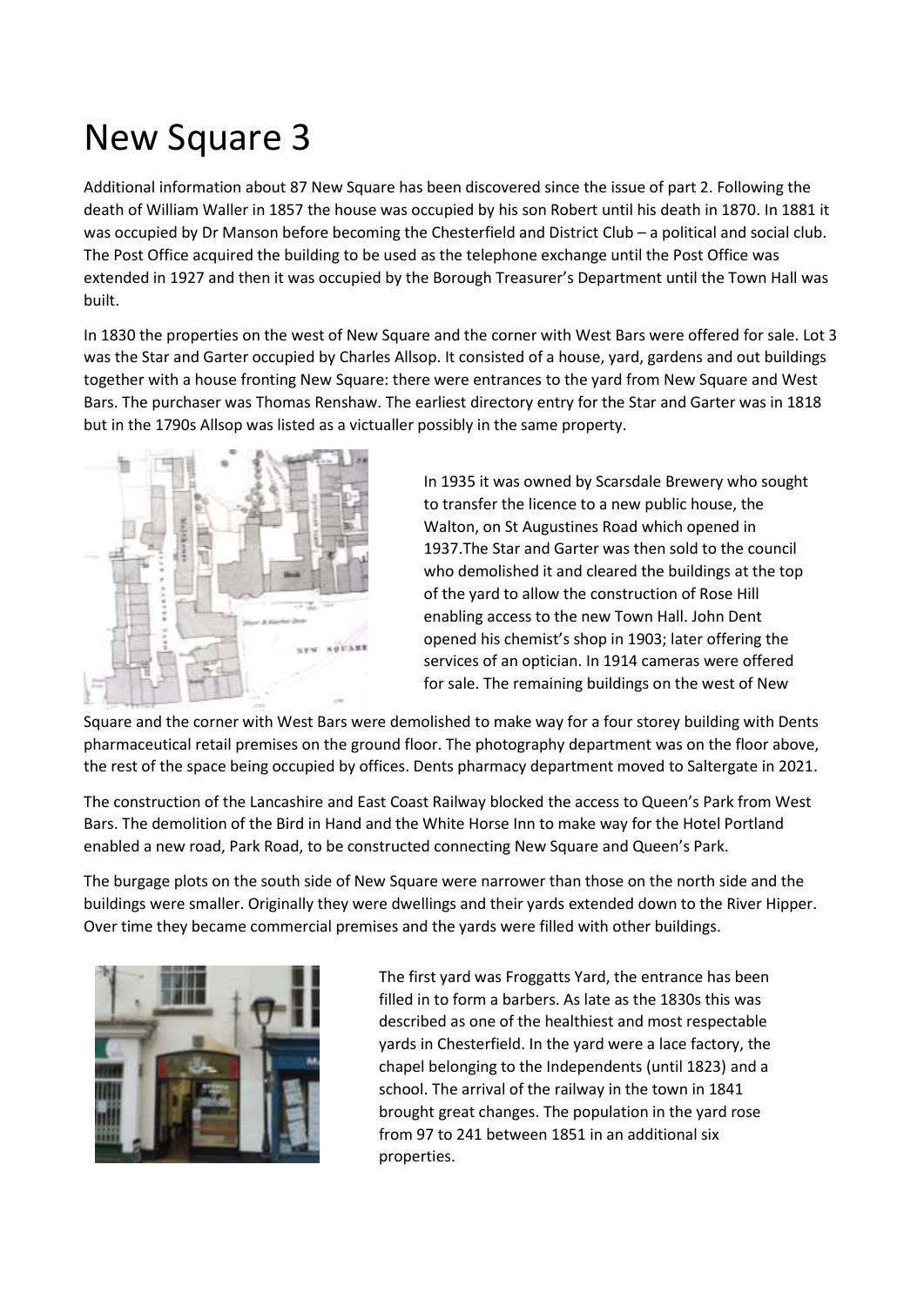# New Square 3

Additional information about 87 New Square has been discovered since the issue of part 2. Following the death of William Waller in 1857 the house was occupied by his son Robert until his death in 1870. In 1881 it was occupied by Dr Manson before becoming the Chesterfield and District Club – a political and social club. The Post Office acquired the building to be used as the telephone exchange until the Post Office was extended in 1927 and then it was occupied by the Borough Treasurer's Department until the Town Hall was built.

In 1830 the properties on the west of New Square and the corner with West Bars were offered for sale. Lot 3 was the Star and Garter occupied by Charles Allsop. It consisted of a house, yard, gardens and out buildings together with a house fronting New Square: there were entrances to the yard from New Square and West Bars. The purchaser was Thomas Renshaw. The earliest directory entry for the Star and Garter was in 1818 but in the 1790s Allsop was listed as a victualler possibly in the same property.

In 1935 it was owned by Scarsdale Brewery who sought to transfer the licence to a new public house, the Walton, on St Augustines Road which opened in 1937.The Star and Garter was then sold to the council who demolished it and cleared the buildings at the top of the yard to allow the construction of Rose Hill enabling access to the new Town Hall. John Dent opened his chemist's shop in 1903; later offering the services of an optician. In 1914 cameras were offered for sale. The remaining buildings on the west of New Square and the corner with West Bars were demolished to make way for a four storey building with Dents pharmaceutical retail premises on the ground floor. The photography department was on the floor above, the rest of the space being occupied by offices. Dents pharmacy department moved to Saltergate in 2021.

The construction of the Lancashire and East Coast Railway blocked the access to Queen's Park from West Bars. The demolition of the Bird in Hand and the White Horse Inn to make way for the Hotel Portland enabled a new road, Park Road, to be constructed connecting New Square and Queen's Park.

The burgage plots on the south side of New Square were narrower than those on the north side and the buildings were smaller. Originally they were dwellings and their yards extended down to the River Hipper. Over time they became commercial premises and the yards were filled with other buildings.

The first yard was Froggatts Yard, the entrance has been filled in to form a barbers. As late as the 1830s this was described as one of the healthiest and most respectable yards in Chesterfield. In the yard were a lace factory, the chapel belonging to the Independents (until 1823) and a school. The arrival of the railway in the town in 1841 brought great changes. The population in the yard rose from 97 to 241 between 1851 in an additional six properties.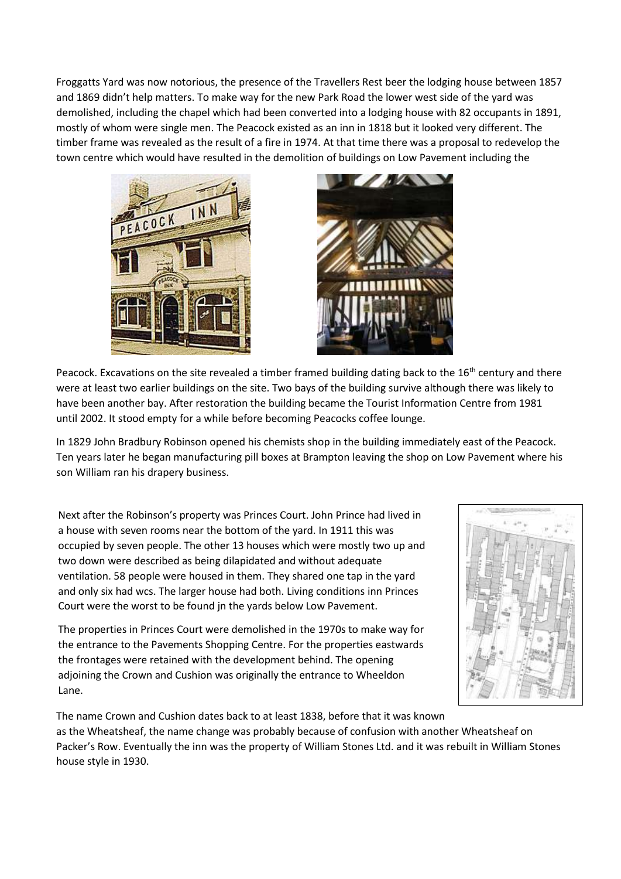Froggatts Yard was now notorious, the presence of the Travellers Rest beer the lodging house between 1857 and 1869 didn't help matters. To make way for the new Park Road the lower west side of the yard was demolished, including the chapel which had been converted into a lodging house with 82 occupants in 1891, mostly of whom were single men. The Peacock existed as an inn in 1818 but it looked very different. The timber frame was revealed as the result of a fire in 1974. At that time there was a proposal to redevelop the town centre which would have resulted in the demolition of buildings on Low Pavement including the Peacock. Excavations on the site revealed a timber framed building dating back to the 16th century and there were at least two earlier buildings on the site. Two bays of the building survive although there was likely to have been another bay. After restoration the building became the Tourist Information Centre from 1981 until 2002. It stood empty for a while before becoming Peacocks coffee lounge.

In 1829 John Bradbury Robinson opened his chemists shop in the building immediately east of the Peacock. Ten years later he began manufacturing pill boxes at Brampton leaving the shop on Low Pavement where his son William ran his drapery business.

Next after the Robinson's property was Princes Court. John Prince had lived in a house with seven rooms near the bottom of the yard. In 1911 this was occupied by seven people. The other 13 houses which were mostly two up and two down were described as being dilapidated and without adequate ventilation. 58 people were housed in them. They shared one tap in the yard and only six had wcs. The larger house had both. Living conditions inn Princes Court were the worst to be found jn the yards below Low Pavement.

The properties in Princes Court were demolished in the 1970s to make way for the entrance to the Pavements Shopping Centre. For the properties eastwards the frontages were retained with the development behind. The opening adjoining the Crown and Cushion was originally the entrance to Wheeldon Lane.

The name Crown and Cushion dates back to at least 1838, before that it was known as the Wheatsheaf, the name change was probably because of confusion with another Wheatsheaf on Packer's Row. Eventually the inn was the property of William Stones Ltd. and it was rebuilt in William Stones house style in 1930.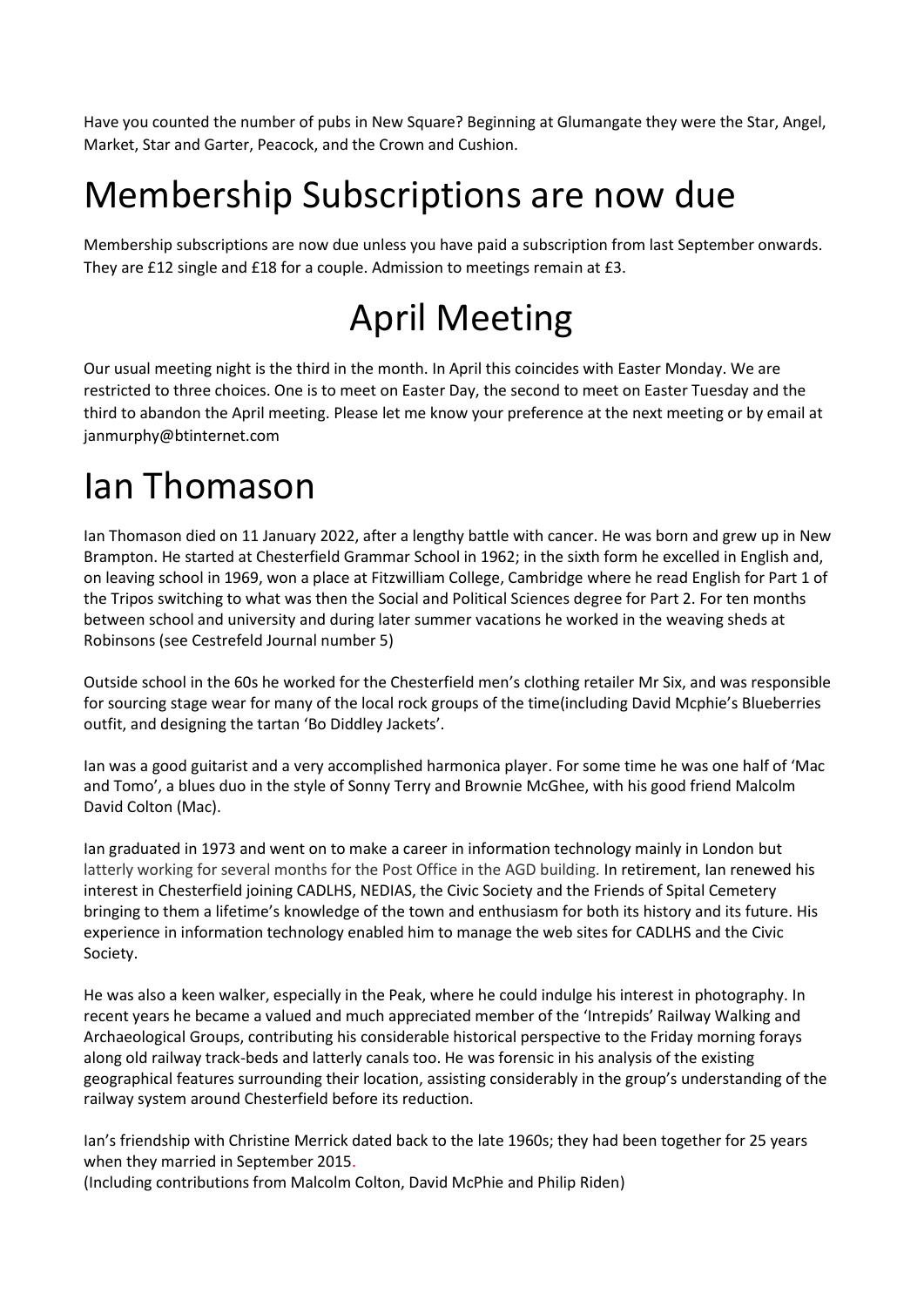Have you counted the number of pubs in New Square? Beginning at Glumangate they were the Star, Angel, Market, Star and Garter, Peacock, and the Crown and Cushion.

# Membership Subscriptions are now due

Membership subscriptions are now due unless you have paid a subscription from last September onwards. They are £12 single and £18 for a couple. Admission to meetings remain at £3.

# April Meeting

Our usual meeting night is the third in the month. In April this coincides with Easter Monday. We are restricted to three choices. One is to meet on Easter Day, the second to meet on Easter Tuesday and the third to abandon the April meeting. Please let me know your preference at the next meeting or by email at janmurphy@btinternet.com

# Ian Thomason

Ian Thomason died on 11 January 2022, after a lengthy battle with cancer. He was born and grew up in New Brampton. He started at Chesterfield Grammar School in 1962; in the sixth form he excelled in English and, on leaving school in 1969, won a place at Fitzwilliam College, Cambridge where he read English for Part 1 of the Tripos switching to what was then the Social and Political Sciences degree for Part 2. For ten months between school and university and during later summer vacations he worked in the weaving sheds at Robinsons (see Cestrefeld Journal number 5)

Outside school in the 60s he worked for the Chesterfield men's clothing retailer Mr Six, and was responsible for sourcing stage wear for many of the local rock groups of the time(including David Mcphie's Blueberries outfit, and designing the tartan 'Bo Diddley Jackets'.

Ian was a good guitarist and a very accomplished harmonica player. For some time he was one half of 'Mac and Tomo', a blues duo in the style of Sonny Terry and Brownie McGhee, with his good friend Malcolm David Colton (Mac).

Ian graduated in 1973 and went on to make a career in information technology mainly in London but latterly working for several months for the Post Office in the AGD building. In retirement, Ian renewed his interest in Chesterfield joining CADLHS, NEDIAS, the Civic Society and the Friends of Spital Cemetery bringing to them a lifetime's knowledge of the town and enthusiasm for both its history and its future. His experience in information technology enabled him to manage the web sites for CADLHS and the Civic Society.

He was also a keen walker, especially in the Peak, where he could indulge his interest in photography. In recent years he became a valued and much appreciated member of the 'Intrepids' Railway Walking and Archaeological Groups, contributing his considerable historical perspective to the Friday morning forays along old railway track-beds and latterly canals too. He was forensic in his analysis of the existing geographical features surrounding their location, assisting considerably in the group's understanding of the railway system around Chesterfield before its reduction.

Ian's friendship with Christine Merrick dated back to the late 1960s; they had been together for 25 years when they married in September 2015.
(Including contributions from Malcolm Colton, David McPhie and Philip Riden)